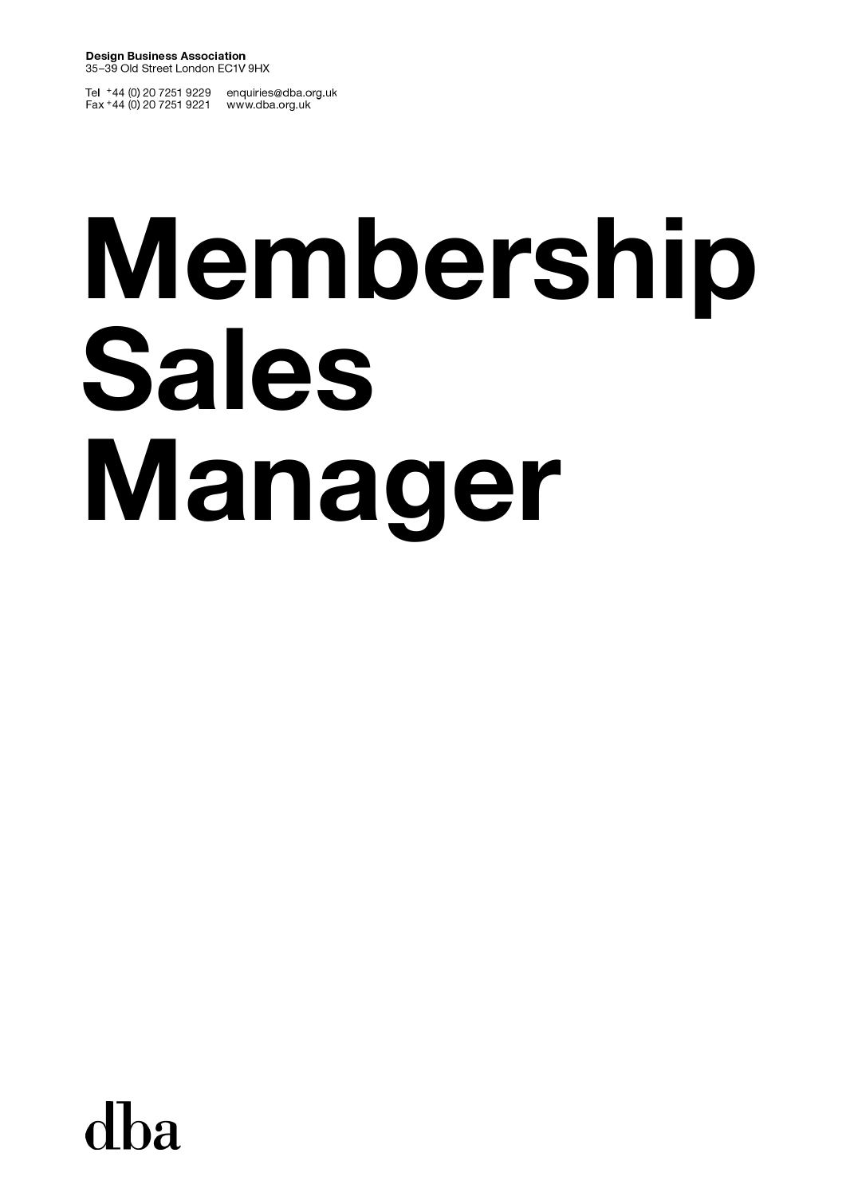**Design Business Association**
35–39 Old Street London EC1V 9HX

Tel +44 (0) 20 7251 9229
Fax +44 (0) 20 7251 9221

enquiries@dba.org.uk
www.dba.org.uk

# Membership Sales Manager

dba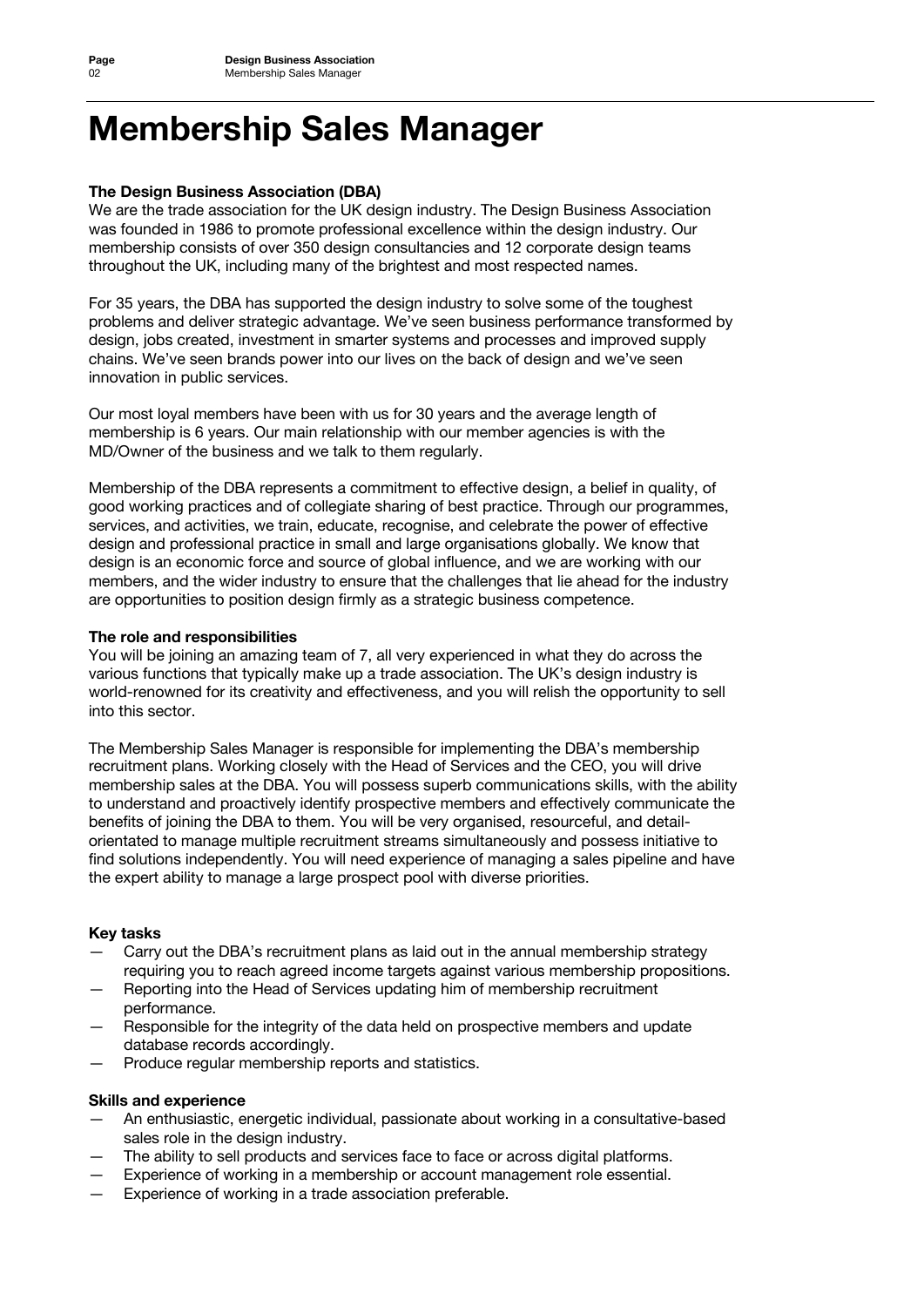# Membership Sales Manager

**The Design Business Association (DBA)**

We are the trade association for the UK design industry. The Design Business Association was founded in 1986 to promote professional excellence within the design industry. Our membership consists of over 350 design consultancies and 12 corporate design teams throughout the UK, including many of the brightest and most respected names.

For 35 years, the DBA has supported the design industry to solve some of the toughest problems and deliver strategic advantage. We've seen business performance transformed by design, jobs created, investment in smarter systems and processes and improved supply chains. We've seen brands power into our lives on the back of design and we've seen innovation in public services.

Our most loyal members have been with us for 30 years and the average length of membership is 6 years. Our main relationship with our member agencies is with the MD/Owner of the business and we talk to them regularly.

Membership of the DBA represents a commitment to effective design, a belief in quality, of good working practices and of collegiate sharing of best practice. Through our programmes, services, and activities, we train, educate, recognise, and celebrate the power of effective design and professional practice in small and large organisations globally. We know that design is an economic force and source of global influence, and we are working with our members, and the wider industry to ensure that the challenges that lie ahead for the industry are opportunities to position design firmly as a strategic business competence.

**The role and responsibilities**

You will be joining an amazing team of 7, all very experienced in what they do across the various functions that typically make up a trade association. The UK's design industry is world-renowned for its creativity and effectiveness, and you will relish the opportunity to sell into this sector.

The Membership Sales Manager is responsible for implementing the DBA's membership recruitment plans. Working closely with the Head of Services and the CEO, you will drive membership sales at the DBA. You will possess superb communications skills, with the ability to understand and proactively identify prospective members and effectively communicate the benefits of joining the DBA to them. You will be very organised, resourceful, and detail-orientated to manage multiple recruitment streams simultaneously and possess initiative to find solutions independently. You will need experience of managing a sales pipeline and have the expert ability to manage a large prospect pool with diverse priorities.

**Key tasks**

- Carry out the DBA's recruitment plans as laid out in the annual membership strategy requiring you to reach agreed income targets against various membership propositions.
- Reporting into the Head of Services updating him of membership recruitment performance.
- Responsible for the integrity of the data held on prospective members and update database records accordingly.
- Produce regular membership reports and statistics.

**Skills and experience**

- An enthusiastic, energetic individual, passionate about working in a consultative-based sales role in the design industry.
- The ability to sell products and services face to face or across digital platforms.
- Experience of working in a membership or account management role essential.
- Experience of working in a trade association preferable.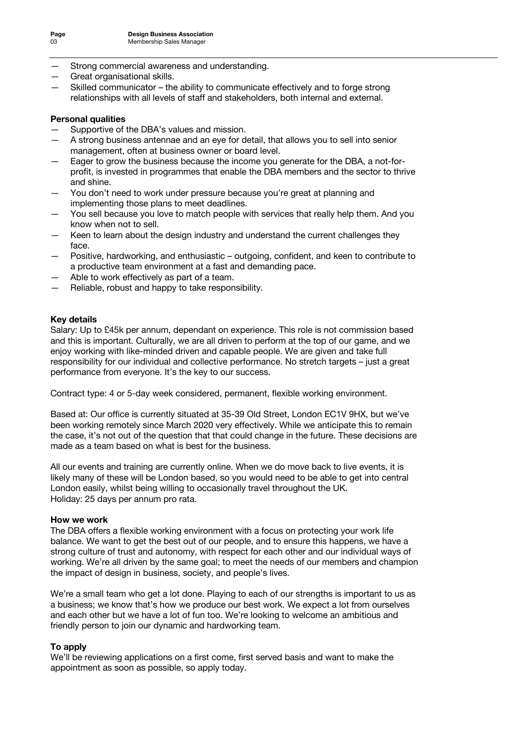- Strong commercial awareness and understanding.
- Great organisational skills.
- Skilled communicator – the ability to communicate effectively and to forge strong relationships with all levels of staff and stakeholders, both internal and external.

**Personal qualities**

- Supportive of the DBA's values and mission.
- A strong business antennae and an eye for detail, that allows you to sell into senior management, often at business owner or board level.
- Eager to grow the business because the income you generate for the DBA, a not-for-profit, is invested in programmes that enable the DBA members and the sector to thrive and shine.
- You don't need to work under pressure because you're great at planning and implementing those plans to meet deadlines.
- You sell because you love to match people with services that really help them. And you know when not to sell.
- Keen to learn about the design industry and understand the current challenges they face.
- Positive, hardworking, and enthusiastic – outgoing, confident, and keen to contribute to a productive team environment at a fast and demanding pace.
- Able to work effectively as part of a team.
- Reliable, robust and happy to take responsibility.

**Key details**

Salary: Up to £45k per annum, dependant on experience. This role is not commission based and this is important. Culturally, we are all driven to perform at the top of our game, and we enjoy working with like-minded driven and capable people. We are given and take full responsibility for our individual and collective performance. No stretch targets – just a great performance from everyone. It's the key to our success.

Contract type: 4 or 5-day week considered, permanent, flexible working environment.

Based at: Our office is currently situated at 35-39 Old Street, London EC1V 9HX, but we've been working remotely since March 2020 very effectively. While we anticipate this to remain the case, it's not out of the question that that could change in the future. These decisions are made as a team based on what is best for the business.

All our events and training are currently online. When we do move back to live events, it is likely many of these will be London based, so you would need to be able to get into central London easily, whilst being willing to occasionally travel throughout the UK.
Holiday: 25 days per annum pro rata.

**How we work**

The DBA offers a flexible working environment with a focus on protecting your work life balance. We want to get the best out of our people, and to ensure this happens, we have a strong culture of trust and autonomy, with respect for each other and our individual ways of working. We're all driven by the same goal; to meet the needs of our members and champion the impact of design in business, society, and people's lives.

We're a small team who get a lot done. Playing to each of our strengths is important to us as a business; we know that's how we produce our best work. We expect a lot from ourselves and each other but we have a lot of fun too. We're looking to welcome an ambitious and friendly person to join our dynamic and hardworking team.

**To apply**

We'll be reviewing applications on a first come, first served basis and want to make the appointment as soon as possible, so apply today.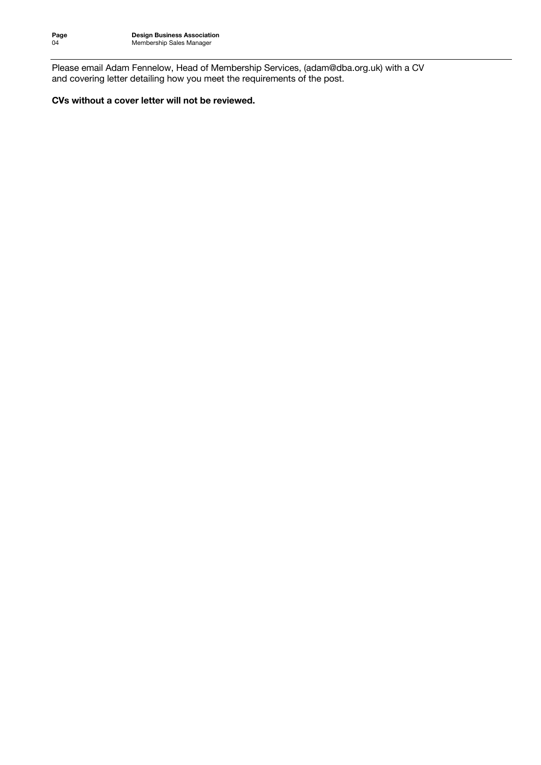Please email Adam Fennelow, Head of Membership Services, (adam@dba.org.uk) with a CV and covering letter detailing how you meet the requirements of the post.

**CVs without a cover letter will not be reviewed.**